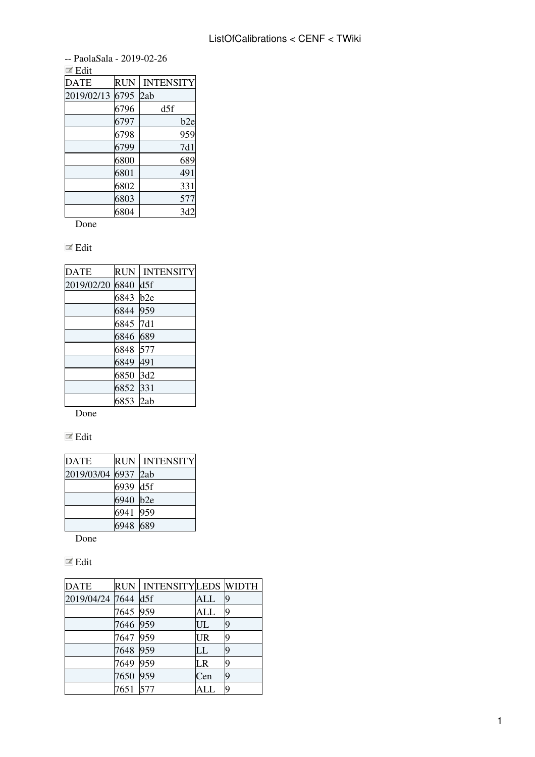-- PaolaSala - 2019-02-26

Edit

| DATE | RUN | INTENSITY |
| --- | --- | --- |
| 2019/02/13 | 6795 | 2ab |
| | 6796 | d5f |
| | 6797 | b2e |
| | 6798 | 959 |
| | 6799 | 7d1 |
| | 6800 | 689 |
| | 6801 | 491 |
| | 6802 | 331 |
| | 6803 | 577 |
| | 6804 | 3d2 |

Done

Edit

| DATE | RUN | INTENSITY |
| --- | --- | --- |
| 2019/02/20 | 6840 | d5f |
| | 6843 | b2e |
| | 6844 | 959 |
| | 6845 | 7d1 |
| | 6846 | 689 |
| | 6848 | 577 |
| | 6849 | 491 |
| | 6850 | 3d2 |
| | 6852 | 331 |
| | 6853 | 2ab |

Done

Edit

| DATE | RUN | INTENSITY |
| --- | --- | --- |
| 2019/03/04 | 6937 | 2ab |
| | 6939 | d5f |
| | 6940 | b2e |
| | 6941 | 959 |
| | 6948 | 689 |

Done

Edit

| DATE | RUN | INTENSITY | LEDS | WIDTH |
| --- | --- | --- | --- | --- |
| 2019/04/24 | 7644 | d5f | ALL | 9 |
| | 7645 | 959 | ALL | 9 |
| | 7646 | 959 | UL | 9 |
| | 7647 | 959 | UR | 9 |
| | 7648 | 959 | LL | 9 |
| | 7649 | 959 | LR | 9 |
| | 7650 | 959 | Cen | 9 |
| | 7651 | 577 | ALL | 9 |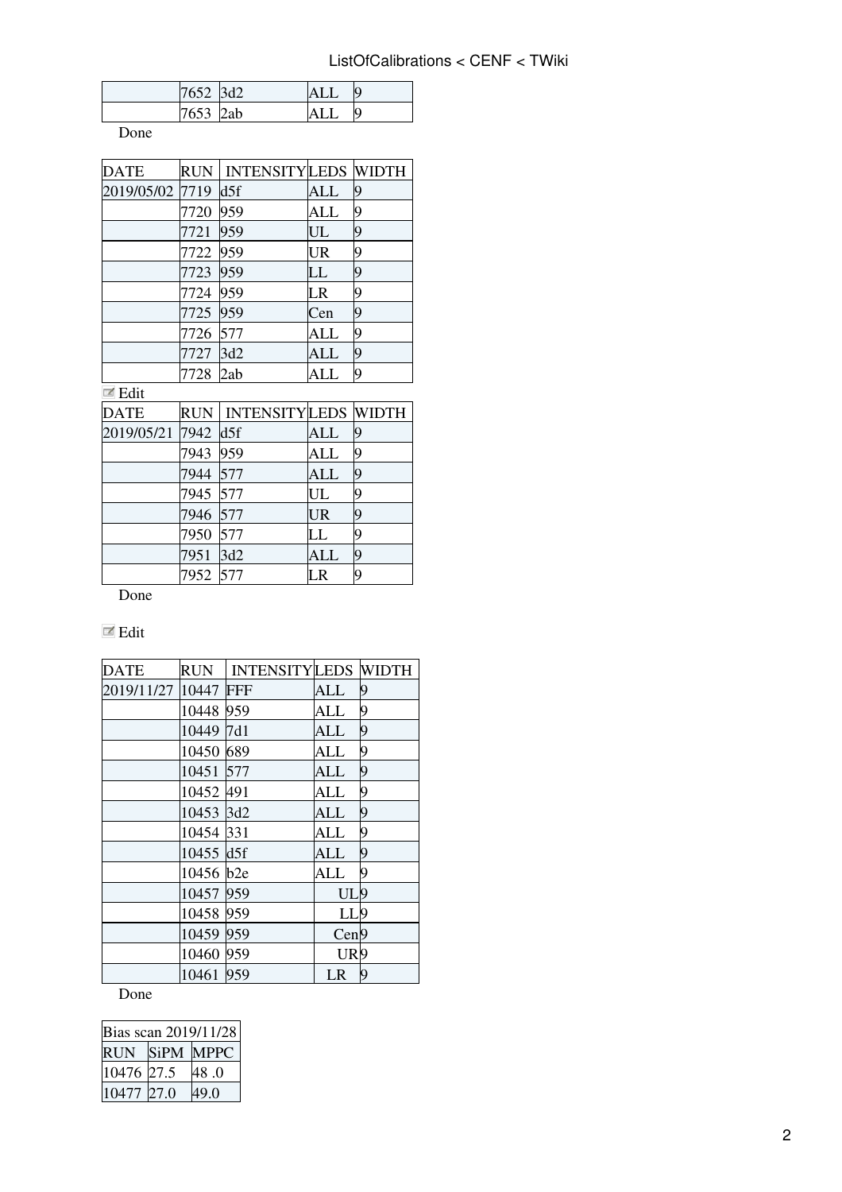| | | | | |
|---|---|---|---|---|
| | 7652 | 3d2 | ALL | 9 |
| | 7653 | 2ab | ALL | 9 |

Done

| DATE | RUN | INTENSITY | LEDS | WIDTH |
|---|---|---|---|---|
| 2019/05/02 | 7719 | d5f | ALL | 9 |
| | 7720 | 959 | ALL | 9 |
| | 7721 | 959 | UL | 9 |
| | 7722 | 959 | UR | 9 |
| | 7723 | 959 | LL | 9 |
| | 7724 | 959 | LR | 9 |
| | 7725 | 959 | Cen | 9 |
| | 7726 | 577 | ALL | 9 |
| | 7727 | 3d2 | ALL | 9 |
| | 7728 | 2ab | ALL | 9 |

Edit

| DATE | RUN | INTENSITY | LEDS | WIDTH |
|---|---|---|---|---|
| 2019/05/21 | 7942 | d5f | ALL | 9 |
| | 7943 | 959 | ALL | 9 |
| | 7944 | 577 | ALL | 9 |
| | 7945 | 577 | UL | 9 |
| | 7946 | 577 | UR | 9 |
| | 7950 | 577 | LL | 9 |
| | 7951 | 3d2 | ALL | 9 |
| | 7952 | 577 | LR | 9 |

Done

Edit

| DATE | RUN | INTENSITY | LEDS | WIDTH |
|---|---|---|---|---|
| 2019/11/27 | 10447 | FFF | ALL | 9 |
| | 10448 | 959 | ALL | 9 |
| | 10449 | 7d1 | ALL | 9 |
| | 10450 | 689 | ALL | 9 |
| | 10451 | 577 | ALL | 9 |
| | 10452 | 491 | ALL | 9 |
| | 10453 | 3d2 | ALL | 9 |
| | 10454 | 331 | ALL | 9 |
| | 10455 | d5f | ALL | 9 |
| | 10456 | b2e | ALL | 9 |
| | 10457 | 959 | UL | 9 |
| | 10458 | 959 | LL | 9 |
| | 10459 | 959 | Cen | 9 |
| | 10460 | 959 | UR | 9 |
| | 10461 | 959 | LR | 9 |

Done

| Bias scan 2019/11/28 | | |
|---|---|---|
| RUN | SiPM | MPPC |
| 10476 | 27.5 | 48 .0 |
| 10477 | 27.0 | 49.0 |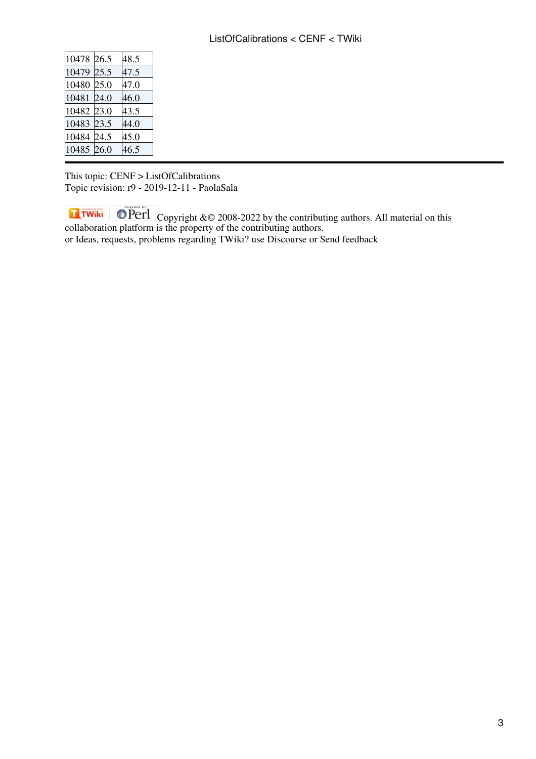| | | |
|---|---|---|
| 10478 | 26.5 | 48.5 |
| 10479 | 25.5 | 47.5 |
| 10480 | 25.0 | 47.0 |
| 10481 | 24.0 | 46.0 |
| 10482 | 23.0 | 43.5 |
| 10483 | 23.5 | 44.0 |
| 10484 | 24.5 | 45.0 |
| 10485 | 26.0 | 46.5 |

---

This topic: CENF > ListOfCalibrations
Topic revision: r9 - 2019-12-11 - PaolaSala

Copyright &© 2008-2022 by the contributing authors. All material on this collaboration platform is the property of the contributing authors.
or Ideas, requests, problems regarding TWiki? use Discourse or Send feedback